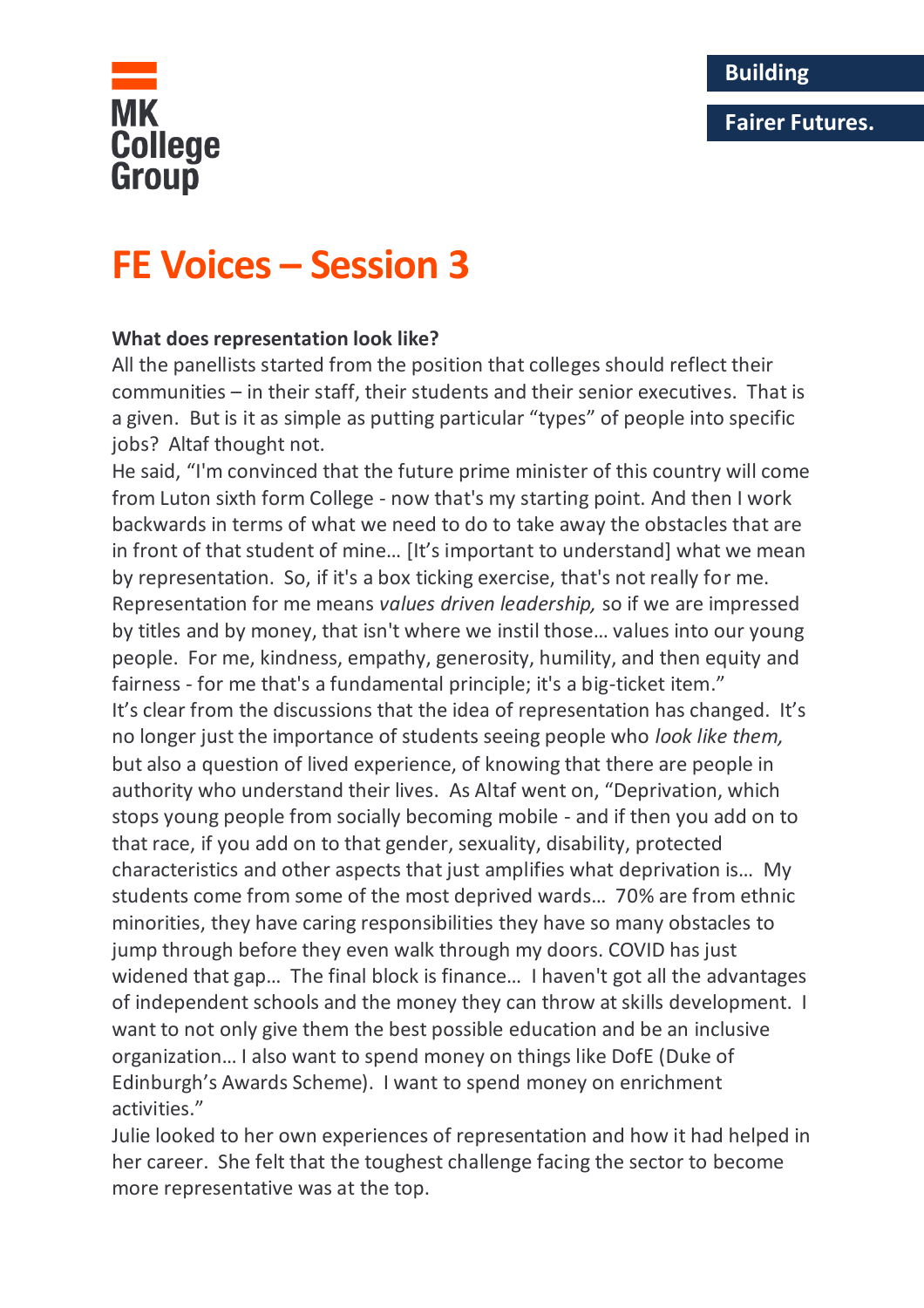MK College Group

Building Fairer Futures.

# FE Voices – Session 3

**What does representation look like?**

All the panellists started from the position that colleges should reflect their communities – in their staff, their students and their senior executives. That is a given. But is it as simple as putting particular "types" of people into specific jobs? Altaf thought not.

He said, "I'm convinced that the future prime minister of this country will come from Luton sixth form College - now that's my starting point. And then I work backwards in terms of what we need to do to take away the obstacles that are in front of that student of mine… [It's important to understand] what we mean by representation. So, if it's a box ticking exercise, that's not really for me. Representation for me means *values driven leadership,* so if we are impressed by titles and by money, that isn't where we instil those… values into our young people. For me, kindness, empathy, generosity, humility, and then equity and fairness - for me that's a fundamental principle; it's a big-ticket item."

It's clear from the discussions that the idea of representation has changed. It's no longer just the importance of students seeing people who *look like them,* but also a question of lived experience, of knowing that there are people in authority who understand their lives. As Altaf went on, "Deprivation, which stops young people from socially becoming mobile - and if then you add on to that race, if you add on to that gender, sexuality, disability, protected characteristics and other aspects that just amplifies what deprivation is… My students come from some of the most deprived wards… 70% are from ethnic minorities, they have caring responsibilities they have so many obstacles to jump through before they even walk through my doors. COVID has just widened that gap… The final block is finance… I haven't got all the advantages of independent schools and the money they can throw at skills development. I want to not only give them the best possible education and be an inclusive organization… I also want to spend money on things like DofE (Duke of Edinburgh's Awards Scheme). I want to spend money on enrichment activities."

Julie looked to her own experiences of representation and how it had helped in her career. She felt that the toughest challenge facing the sector to become more representative was at the top.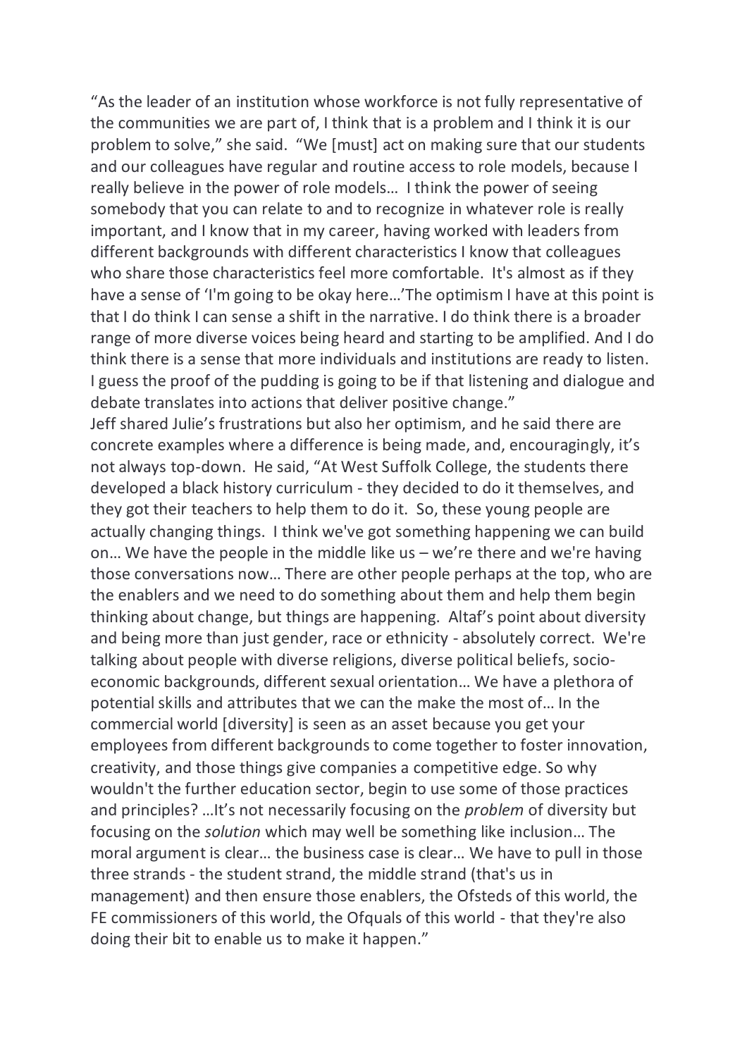"As the leader of an institution whose workforce is not fully representative of the communities we are part of, I think that is a problem and I think it is our problem to solve," she said. "We [must] act on making sure that our students and our colleagues have regular and routine access to role models, because I really believe in the power of role models… I think the power of seeing somebody that you can relate to and to recognize in whatever role is really important, and I know that in my career, having worked with leaders from different backgrounds with different characteristics I know that colleagues who share those characteristics feel more comfortable. It's almost as if they have a sense of 'I'm going to be okay here…'The optimism I have at this point is that I do think I can sense a shift in the narrative. I do think there is a broader range of more diverse voices being heard and starting to be amplified. And I do think there is a sense that more individuals and institutions are ready to listen. I guess the proof of the pudding is going to be if that listening and dialogue and debate translates into actions that deliver positive change."

Jeff shared Julie's frustrations but also her optimism, and he said there are concrete examples where a difference is being made, and, encouragingly, it's not always top-down. He said, "At West Suffolk College, the students there developed a black history curriculum - they decided to do it themselves, and they got their teachers to help them to do it. So, these young people are actually changing things. I think we've got something happening we can build on… We have the people in the middle like us – we're there and we're having those conversations now… There are other people perhaps at the top, who are the enablers and we need to do something about them and help them begin thinking about change, but things are happening. Altaf's point about diversity and being more than just gender, race or ethnicity - absolutely correct. We're talking about people with diverse religions, diverse political beliefs, socio-economic backgrounds, different sexual orientation… We have a plethora of potential skills and attributes that we can the make the most of… In the commercial world [diversity] is seen as an asset because you get your employees from different backgrounds to come together to foster innovation, creativity, and those things give companies a competitive edge. So why wouldn't the further education sector, begin to use some of those practices and principles? …It's not necessarily focusing on the *problem* of diversity but focusing on the *solution* which may well be something like inclusion… The moral argument is clear… the business case is clear… We have to pull in those three strands - the student strand, the middle strand (that's us in management) and then ensure those enablers, the Ofsteds of this world, the FE commissioners of this world, the Ofquals of this world - that they're also doing their bit to enable us to make it happen."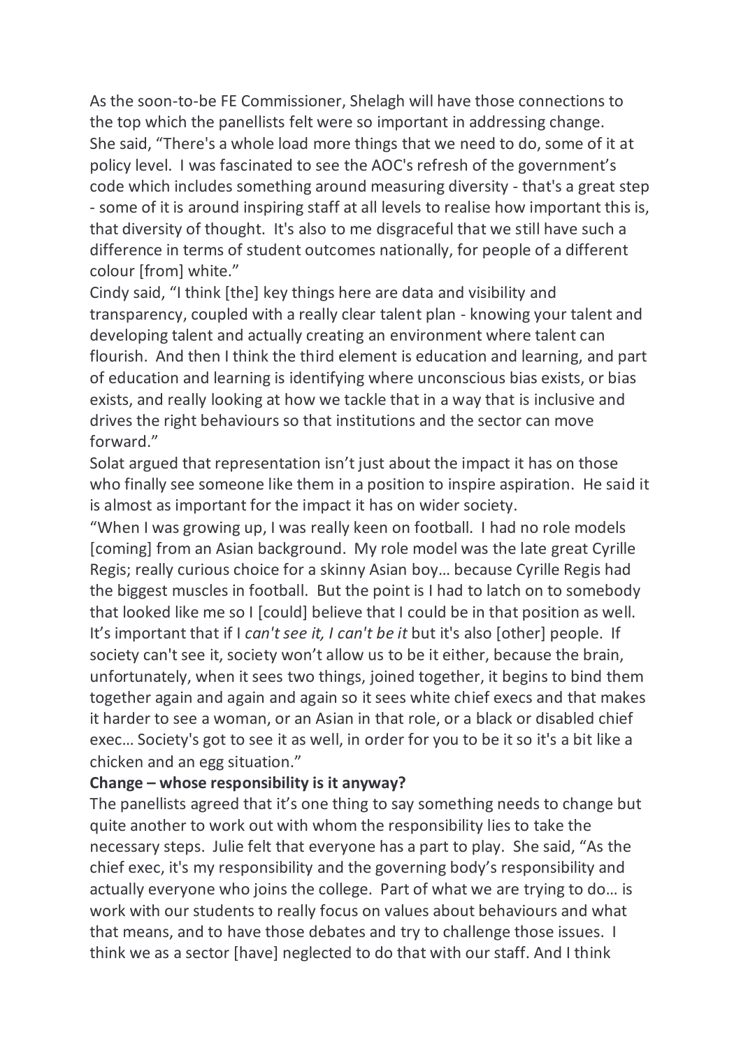As the soon-to-be FE Commissioner, Shelagh will have those connections to the top which the panellists felt were so important in addressing change. She said, "There's a whole load more things that we need to do, some of it at policy level. I was fascinated to see the AOC's refresh of the government's code which includes something around measuring diversity - that's a great step - some of it is around inspiring staff at all levels to realise how important this is, that diversity of thought. It's also to me disgraceful that we still have such a difference in terms of student outcomes nationally, for people of a different colour [from] white."

Cindy said, "I think [the] key things here are data and visibility and transparency, coupled with a really clear talent plan - knowing your talent and developing talent and actually creating an environment where talent can flourish. And then I think the third element is education and learning, and part of education and learning is identifying where unconscious bias exists, or bias exists, and really looking at how we tackle that in a way that is inclusive and drives the right behaviours so that institutions and the sector can move forward."

Solat argued that representation isn't just about the impact it has on those who finally see someone like them in a position to inspire aspiration. He said it is almost as important for the impact it has on wider society.

"When I was growing up, I was really keen on football. I had no role models [coming] from an Asian background. My role model was the late great Cyrille Regis; really curious choice for a skinny Asian boy… because Cyrille Regis had the biggest muscles in football. But the point is I had to latch on to somebody that looked like me so I [could] believe that I could be in that position as well. It's important that if I *can't see it, I can't be it* but it's also [other] people. If society can't see it, society won't allow us to be it either, because the brain, unfortunately, when it sees two things, joined together, it begins to bind them together again and again and again so it sees white chief execs and that makes it harder to see a woman, or an Asian in that role, or a black or disabled chief exec… Society's got to see it as well, in order for you to be it so it's a bit like a chicken and an egg situation."

**Change – whose responsibility is it anyway?**

The panellists agreed that it's one thing to say something needs to change but quite another to work out with whom the responsibility lies to take the necessary steps. Julie felt that everyone has a part to play. She said, "As the chief exec, it's my responsibility and the governing body's responsibility and actually everyone who joins the college. Part of what we are trying to do… is work with our students to really focus on values about behaviours and what that means, and to have those debates and try to challenge those issues. I think we as a sector [have] neglected to do that with our staff. And I think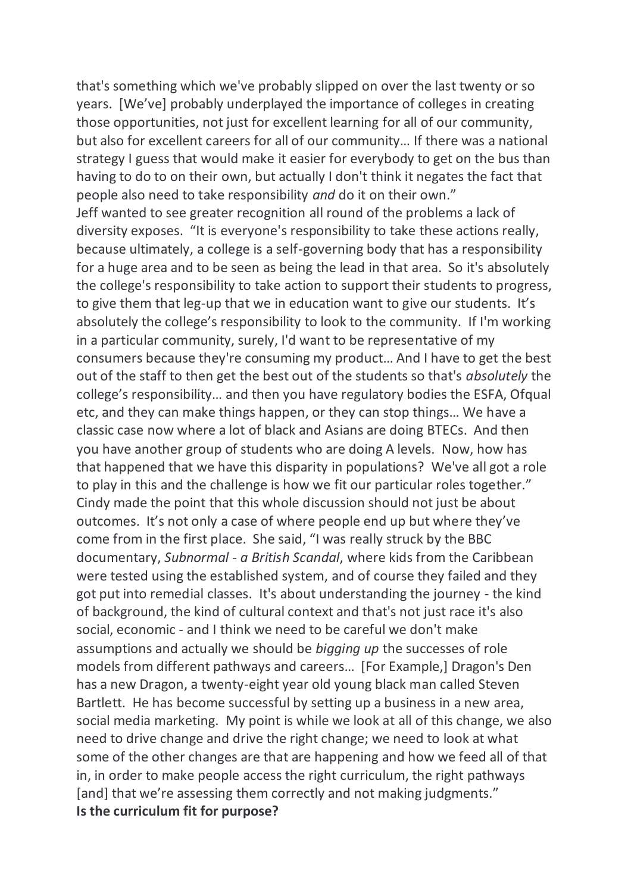that's something which we've probably slipped on over the last twenty or so years. [We've] probably underplayed the importance of colleges in creating those opportunities, not just for excellent learning for all of our community, but also for excellent careers for all of our community… If there was a national strategy I guess that would make it easier for everybody to get on the bus than having to do to on their own, but actually I don't think it negates the fact that people also need to take responsibility *and* do it on their own."

Jeff wanted to see greater recognition all round of the problems a lack of diversity exposes. "It is everyone's responsibility to take these actions really, because ultimately, a college is a self-governing body that has a responsibility for a huge area and to be seen as being the lead in that area. So it's absolutely the college's responsibility to take action to support their students to progress, to give them that leg-up that we in education want to give our students. It's absolutely the college's responsibility to look to the community. If I'm working in a particular community, surely, I'd want to be representative of my consumers because they're consuming my product… And I have to get the best out of the staff to then get the best out of the students so that's *absolutely* the college's responsibility… and then you have regulatory bodies the ESFA, Ofqual etc, and they can make things happen, or they can stop things… We have a classic case now where a lot of black and Asians are doing BTECs. And then you have another group of students who are doing A levels. Now, how has that happened that we have this disparity in populations? We've all got a role to play in this and the challenge is how we fit our particular roles together."

Cindy made the point that this whole discussion should not just be about outcomes. It's not only a case of where people end up but where they've come from in the first place. She said, "I was really struck by the BBC documentary, *Subnormal - a British Scandal*, where kids from the Caribbean were tested using the established system, and of course they failed and they got put into remedial classes. It's about understanding the journey - the kind of background, the kind of cultural context and that's not just race it's also social, economic - and I think we need to be careful we don't make assumptions and actually we should be *bigging up* the successes of role models from different pathways and careers… [For Example,] Dragon's Den has a new Dragon, a twenty-eight year old young black man called Steven Bartlett. He has become successful by setting up a business in a new area, social media marketing. My point is while we look at all of this change, we also need to drive change and drive the right change; we need to look at what some of the other changes are that are happening and how we feed all of that in, in order to make people access the right curriculum, the right pathways [and] that we're assessing them correctly and not making judgments."

**Is the curriculum fit for purpose?**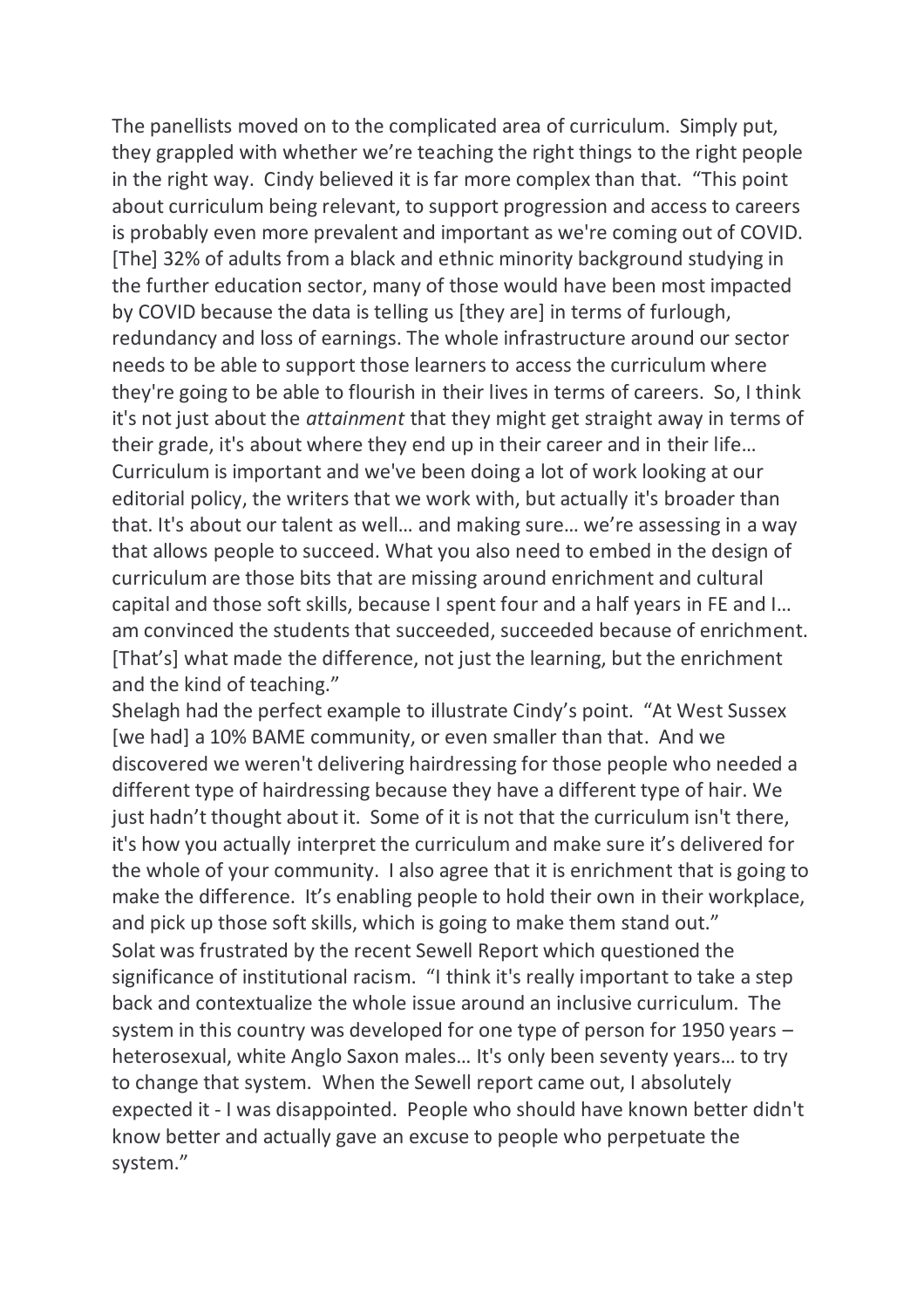The panellists moved on to the complicated area of curriculum. Simply put, they grappled with whether we're teaching the right things to the right people in the right way. Cindy believed it is far more complex than that. "This point about curriculum being relevant, to support progression and access to careers is probably even more prevalent and important as we're coming out of COVID. [The] 32% of adults from a black and ethnic minority background studying in the further education sector, many of those would have been most impacted by COVID because the data is telling us [they are] in terms of furlough, redundancy and loss of earnings. The whole infrastructure around our sector needs to be able to support those learners to access the curriculum where they're going to be able to flourish in their lives in terms of careers. So, I think it's not just about the *attainment* that they might get straight away in terms of their grade, it's about where they end up in their career and in their life… Curriculum is important and we've been doing a lot of work looking at our editorial policy, the writers that we work with, but actually it's broader than that. It's about our talent as well… and making sure… we're assessing in a way that allows people to succeed. What you also need to embed in the design of curriculum are those bits that are missing around enrichment and cultural capital and those soft skills, because I spent four and a half years in FE and I… am convinced the students that succeeded, succeeded because of enrichment. [That's] what made the difference, not just the learning, but the enrichment and the kind of teaching."

Shelagh had the perfect example to illustrate Cindy's point. "At West Sussex [we had] a 10% BAME community, or even smaller than that. And we discovered we weren't delivering hairdressing for those people who needed a different type of hairdressing because they have a different type of hair. We just hadn't thought about it. Some of it is not that the curriculum isn't there, it's how you actually interpret the curriculum and make sure it's delivered for the whole of your community. I also agree that it is enrichment that is going to make the difference. It's enabling people to hold their own in their workplace, and pick up those soft skills, which is going to make them stand out."

Solat was frustrated by the recent Sewell Report which questioned the significance of institutional racism. "I think it's really important to take a step back and contextualize the whole issue around an inclusive curriculum. The system in this country was developed for one type of person for 1950 years – heterosexual, white Anglo Saxon males… It's only been seventy years… to try to change that system. When the Sewell report came out, I absolutely expected it - I was disappointed. People who should have known better didn't know better and actually gave an excuse to people who perpetuate the system."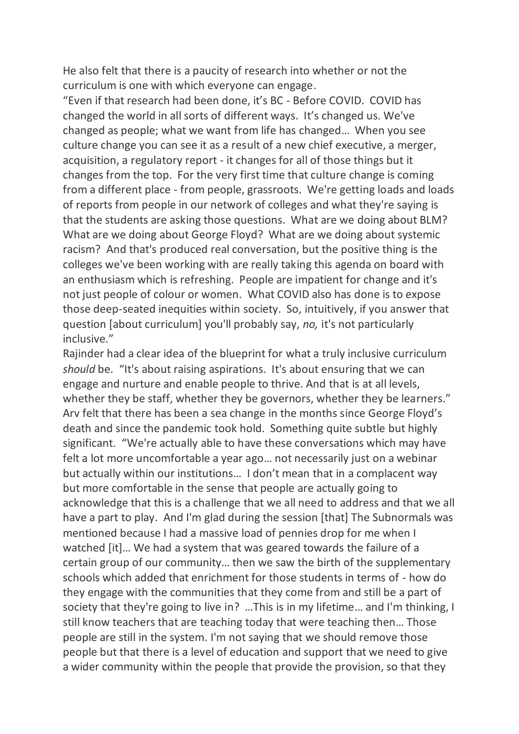He also felt that there is a paucity of research into whether or not the curriculum is one with which everyone can engage.

"Even if that research had been done, it's BC - Before COVID. COVID has changed the world in all sorts of different ways. It's changed us. We've changed as people; what we want from life has changed… When you see culture change you can see it as a result of a new chief executive, a merger, acquisition, a regulatory report - it changes for all of those things but it changes from the top. For the very first time that culture change is coming from a different place - from people, grassroots. We're getting loads and loads of reports from people in our network of colleges and what they're saying is that the students are asking those questions. What are we doing about BLM? What are we doing about George Floyd? What are we doing about systemic racism? And that's produced real conversation, but the positive thing is the colleges we've been working with are really taking this agenda on board with an enthusiasm which is refreshing. People are impatient for change and it's not just people of colour or women. What COVID also has done is to expose those deep-seated inequities within society. So, intuitively, if you answer that question [about curriculum] you'll probably say, *no,* it's not particularly inclusive."

Rajinder had a clear idea of the blueprint for what a truly inclusive curriculum *should* be. "It's about raising aspirations. It's about ensuring that we can engage and nurture and enable people to thrive. And that is at all levels, whether they be staff, whether they be governors, whether they be learners."

Arv felt that there has been a sea change in the months since George Floyd's death and since the pandemic took hold. Something quite subtle but highly significant. "We're actually able to have these conversations which may have felt a lot more uncomfortable a year ago… not necessarily just on a webinar but actually within our institutions… I don't mean that in a complacent way but more comfortable in the sense that people are actually going to acknowledge that this is a challenge that we all need to address and that we all have a part to play. And I'm glad during the session [that] The Subnormals was mentioned because I had a massive load of pennies drop for me when I watched [it]… We had a system that was geared towards the failure of a certain group of our community… then we saw the birth of the supplementary schools which added that enrichment for those students in terms of - how do they engage with the communities that they come from and still be a part of society that they're going to live in? …This is in my lifetime… and I'm thinking, I still know teachers that are teaching today that were teaching then… Those people are still in the system. I'm not saying that we should remove those people but that there is a level of education and support that we need to give a wider community within the people that provide the provision, so that they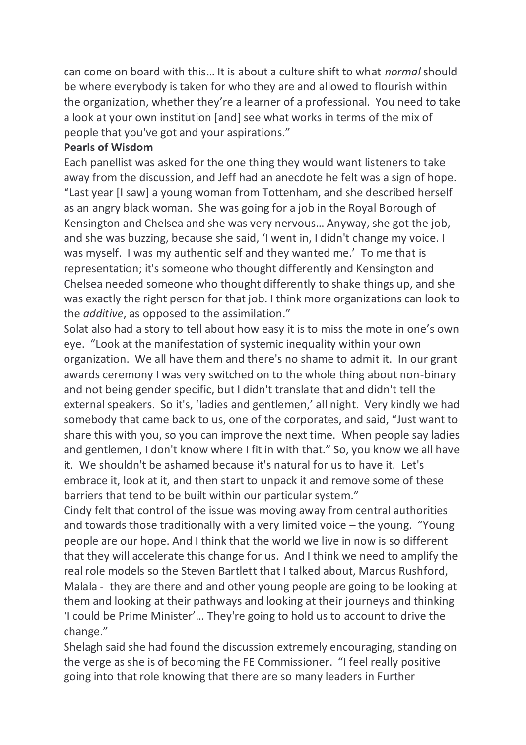can come on board with this… It is about a culture shift to what *normal* should be where everybody is taken for who they are and allowed to flourish within the organization, whether they're a learner of a professional. You need to take a look at your own institution [and] see what works in terms of the mix of people that you've got and your aspirations."

**Pearls of Wisdom**

Each panellist was asked for the one thing they would want listeners to take away from the discussion, and Jeff had an anecdote he felt was a sign of hope. "Last year [I saw] a young woman from Tottenham, and she described herself as an angry black woman. She was going for a job in the Royal Borough of Kensington and Chelsea and she was very nervous… Anyway, she got the job, and she was buzzing, because she said, 'I went in, I didn't change my voice. I was myself. I was my authentic self and they wanted me.' To me that is representation; it's someone who thought differently and Kensington and Chelsea needed someone who thought differently to shake things up, and she was exactly the right person for that job. I think more organizations can look to the *additive*, as opposed to the assimilation."

Solat also had a story to tell about how easy it is to miss the mote in one's own eye. "Look at the manifestation of systemic inequality within your own organization. We all have them and there's no shame to admit it. In our grant awards ceremony I was very switched on to the whole thing about non-binary and not being gender specific, but I didn't translate that and didn't tell the external speakers. So it's, 'ladies and gentlemen,' all night. Very kindly we had somebody that came back to us, one of the corporates, and said, "Just want to share this with you, so you can improve the next time. When people say ladies and gentlemen, I don't know where I fit in with that." So, you know we all have it. We shouldn't be ashamed because it's natural for us to have it. Let's embrace it, look at it, and then start to unpack it and remove some of these barriers that tend to be built within our particular system."

Cindy felt that control of the issue was moving away from central authorities and towards those traditionally with a very limited voice – the young. "Young people are our hope. And I think that the world we live in now is so different that they will accelerate this change for us. And I think we need to amplify the real role models so the Steven Bartlett that I talked about, Marcus Rushford, Malala - they are there and and other young people are going to be looking at them and looking at their pathways and looking at their journeys and thinking 'I could be Prime Minister'… They're going to hold us to account to drive the change."

Shelagh said she had found the discussion extremely encouraging, standing on the verge as she is of becoming the FE Commissioner. "I feel really positive going into that role knowing that there are so many leaders in Further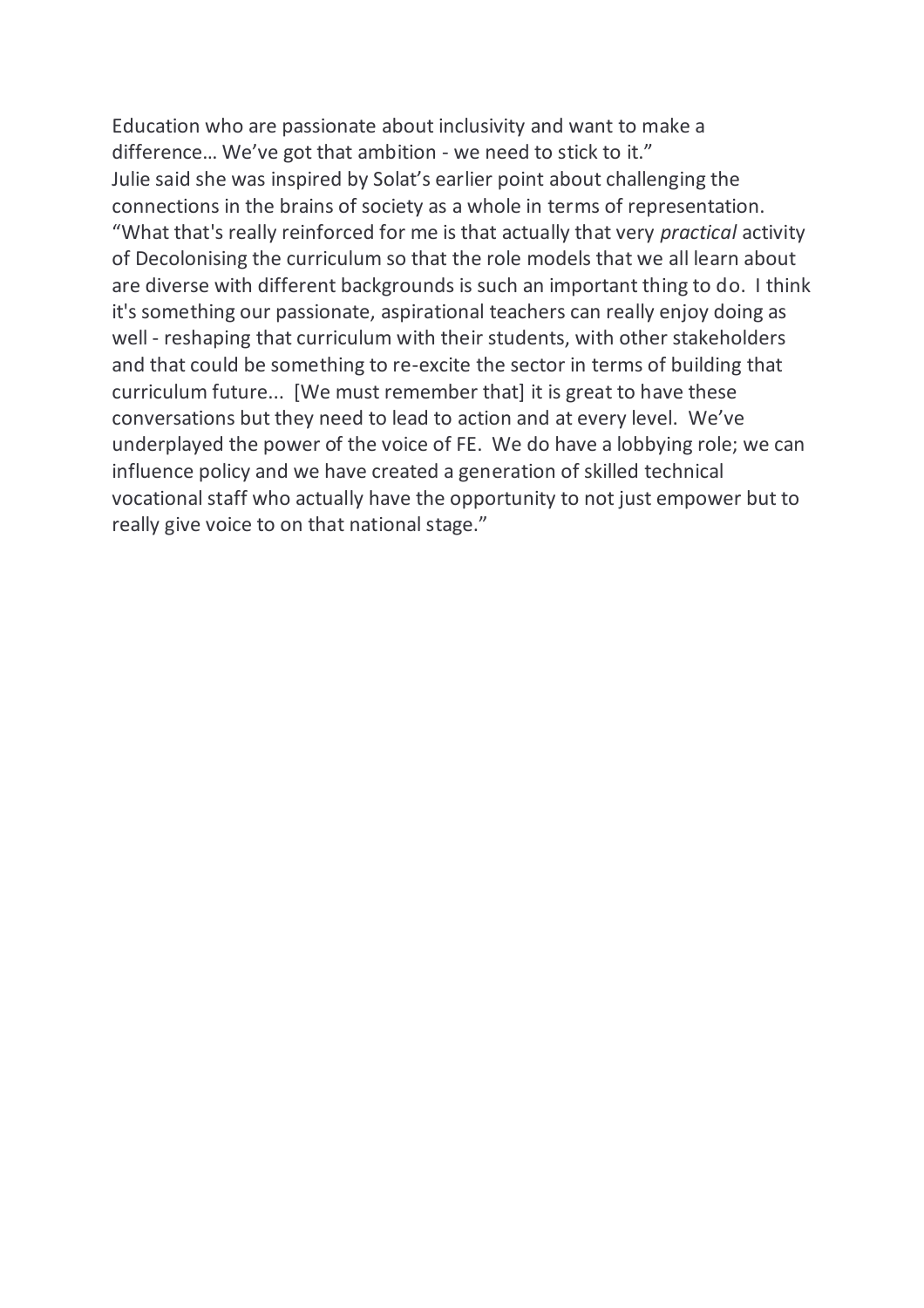Education who are passionate about inclusivity and want to make a difference… We've got that ambition - we need to stick to it."

Julie said she was inspired by Solat's earlier point about challenging the connections in the brains of society as a whole in terms of representation. "What that's really reinforced for me is that actually that very *practical* activity of Decolonising the curriculum so that the role models that we all learn about are diverse with different backgrounds is such an important thing to do. I think it's something our passionate, aspirational teachers can really enjoy doing as well - reshaping that curriculum with their students, with other stakeholders and that could be something to re-excite the sector in terms of building that curriculum future... [We must remember that] it is great to have these conversations but they need to lead to action and at every level. We've underplayed the power of the voice of FE. We do have a lobbying role; we can influence policy and we have created a generation of skilled technical vocational staff who actually have the opportunity to not just empower but to really give voice to on that national stage."